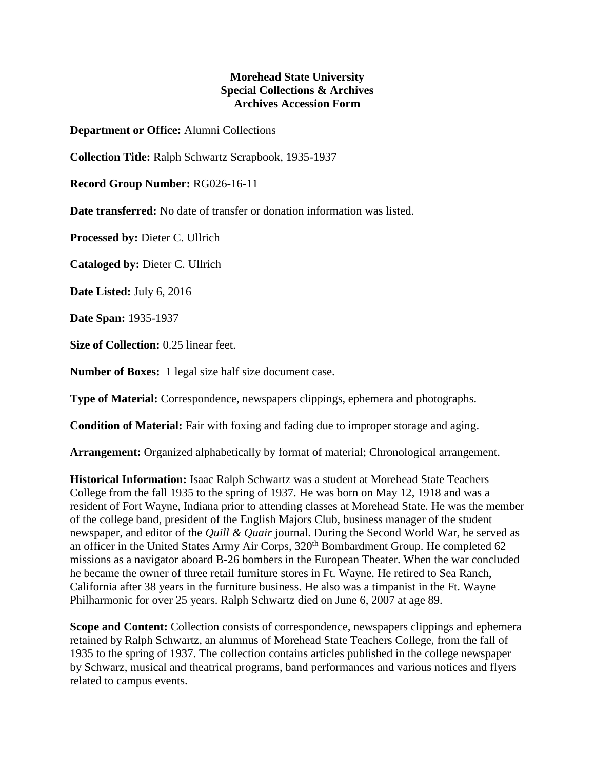**Morehead State University**
**Special Collections & Archives**
**Archives Accession Form**

**Department or Office:** Alumni Collections

**Collection Title:** Ralph Schwartz Scrapbook, 1935-1937

**Record Group Number:** RG026-16-11

**Date transferred:** No date of transfer or donation information was listed.

**Processed by:** Dieter C. Ullrich

**Cataloged by:** Dieter C. Ullrich

**Date Listed:** July 6, 2016

**Date Span:** 1935-1937

**Size of Collection:** 0.25 linear feet.

**Number of Boxes:** 1 legal size half size document case.

**Type of Material:** Correspondence, newspapers clippings, ephemera and photographs.

**Condition of Material:** Fair with foxing and fading due to improper storage and aging.

**Arrangement:** Organized alphabetically by format of material; Chronological arrangement.

**Historical Information:** Isaac Ralph Schwartz was a student at Morehead State Teachers College from the fall 1935 to the spring of 1937. He was born on May 12, 1918 and was a resident of Fort Wayne, Indiana prior to attending classes at Morehead State. He was the member of the college band, president of the English Majors Club, business manager of the student newspaper, and editor of the *Quill & Quair* journal. During the Second World War, he served as an officer in the United States Army Air Corps, 320th Bombardment Group. He completed 62 missions as a navigator aboard B-26 bombers in the European Theater. When the war concluded he became the owner of three retail furniture stores in Ft. Wayne. He retired to Sea Ranch, California after 38 years in the furniture business. He also was a timpanist in the Ft. Wayne Philharmonic for over 25 years. Ralph Schwartz died on June 6, 2007 at age 89.

**Scope and Content:** Collection consists of correspondence, newspapers clippings and ephemera retained by Ralph Schwartz, an alumnus of Morehead State Teachers College, from the fall of 1935 to the spring of 1937. The collection contains articles published in the college newspaper by Schwarz, musical and theatrical programs, band performances and various notices and flyers related to campus events.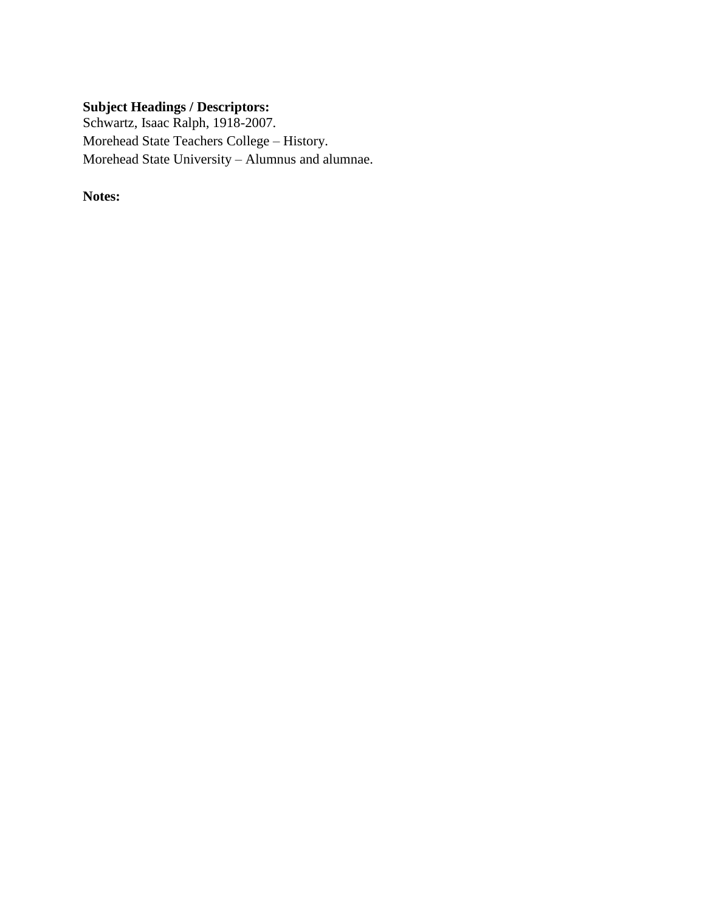**Subject Headings / Descriptors:**
Schwartz, Isaac Ralph, 1918-2007.
Morehead State Teachers College – History.
Morehead State University – Alumnus and alumnae.

**Notes:**